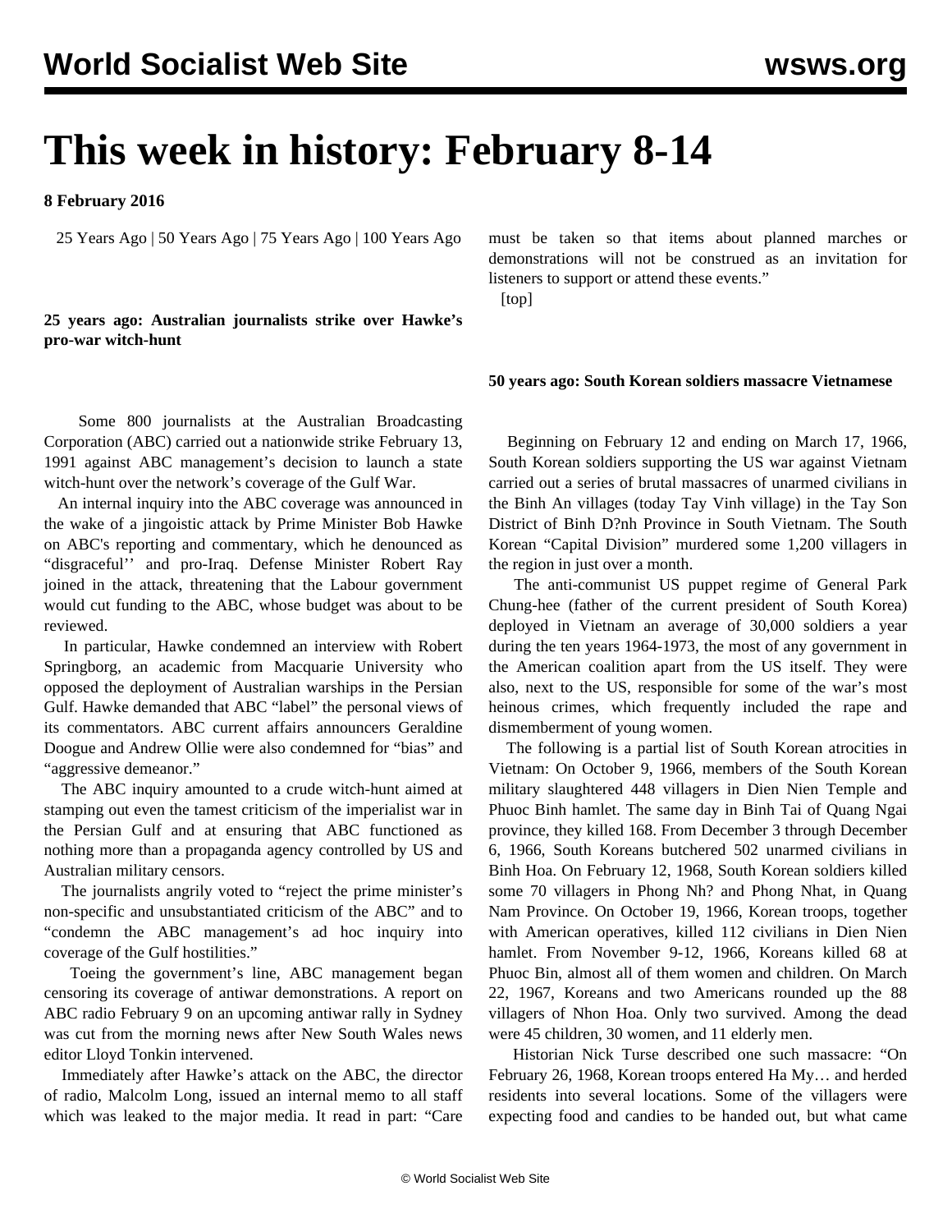# This week in history: February 8-14

**8 February 2016**

25 Years Ago | 50 Years Ago | 75 Years Ago | 100 Years Ago

**25 years ago: Australian journalists strike over Hawke's pro-war witch-hunt**

Some 800 journalists at the Australian Broadcasting Corporation (ABC) carried out a nationwide strike February 13, 1991 against ABC management's decision to launch a state witch-hunt over the network's coverage of the Gulf War.

An internal inquiry into the ABC coverage was announced in the wake of a jingoistic attack by Prime Minister Bob Hawke on ABC's reporting and commentary, which he denounced as "disgraceful'' and pro-Iraq. Defense Minister Robert Ray joined in the attack, threatening that the Labour government would cut funding to the ABC, whose budget was about to be reviewed.

In particular, Hawke condemned an interview with Robert Springborg, an academic from Macquarie University who opposed the deployment of Australian warships in the Persian Gulf. Hawke demanded that ABC "label" the personal views of its commentators. ABC current affairs announcers Geraldine Doogue and Andrew Ollie were also condemned for "bias" and "aggressive demeanor."

The ABC inquiry amounted to a crude witch-hunt aimed at stamping out even the tamest criticism of the imperialist war in the Persian Gulf and at ensuring that ABC functioned as nothing more than a propaganda agency controlled by US and Australian military censors.

The journalists angrily voted to "reject the prime minister's non-specific and unsubstantiated criticism of the ABC" and to "condemn the ABC management's ad hoc inquiry into coverage of the Gulf hostilities."

Toeing the government's line, ABC management began censoring its coverage of antiwar demonstrations. A report on ABC radio February 9 on an upcoming antiwar rally in Sydney was cut from the morning news after New South Wales news editor Lloyd Tonkin intervened.

Immediately after Hawke's attack on the ABC, the director of radio, Malcolm Long, issued an internal memo to all staff which was leaked to the major media. It read in part: "Care must be taken so that items about planned marches or demonstrations will not be construed as an invitation for listeners to support or attend these events."

[top]

**50 years ago: South Korean soldiers massacre Vietnamese**

Beginning on February 12 and ending on March 17, 1966, South Korean soldiers supporting the US war against Vietnam carried out a series of brutal massacres of unarmed civilians in the Binh An villages (today Tay Vinh village) in the Tay Son District of Binh D?nh Province in South Vietnam. The South Korean "Capital Division" murdered some 1,200 villagers in the region in just over a month.

The anti-communist US puppet regime of General Park Chung-hee (father of the current president of South Korea) deployed in Vietnam an average of 30,000 soldiers a year during the ten years 1964-1973, the most of any government in the American coalition apart from the US itself. They were also, next to the US, responsible for some of the war's most heinous crimes, which frequently included the rape and dismemberment of young women.

The following is a partial list of South Korean atrocities in Vietnam: On October 9, 1966, members of the South Korean military slaughtered 448 villagers in Dien Nien Temple and Phuoc Binh hamlet. The same day in Binh Tai of Quang Ngai province, they killed 168. From December 3 through December 6, 1966, South Koreans butchered 502 unarmed civilians in Binh Hoa. On February 12, 1968, South Korean soldiers killed some 70 villagers in Phong Nh? and Phong Nhat, in Quang Nam Province. On October 19, 1966, Korean troops, together with American operatives, killed 112 civilians in Dien Nien hamlet. From November 9-12, 1966, Koreans killed 68 at Phuoc Bin, almost all of them women and children. On March 22, 1967, Koreans and two Americans rounded up the 88 villagers of Nhon Hoa. Only two survived. Among the dead were 45 children, 30 women, and 11 elderly men.

Historian Nick Turse described one such massacre: "On February 26, 1968, Korean troops entered Ha My… and herded residents into several locations. Some of the villagers were expecting food and candies to be handed out, but what came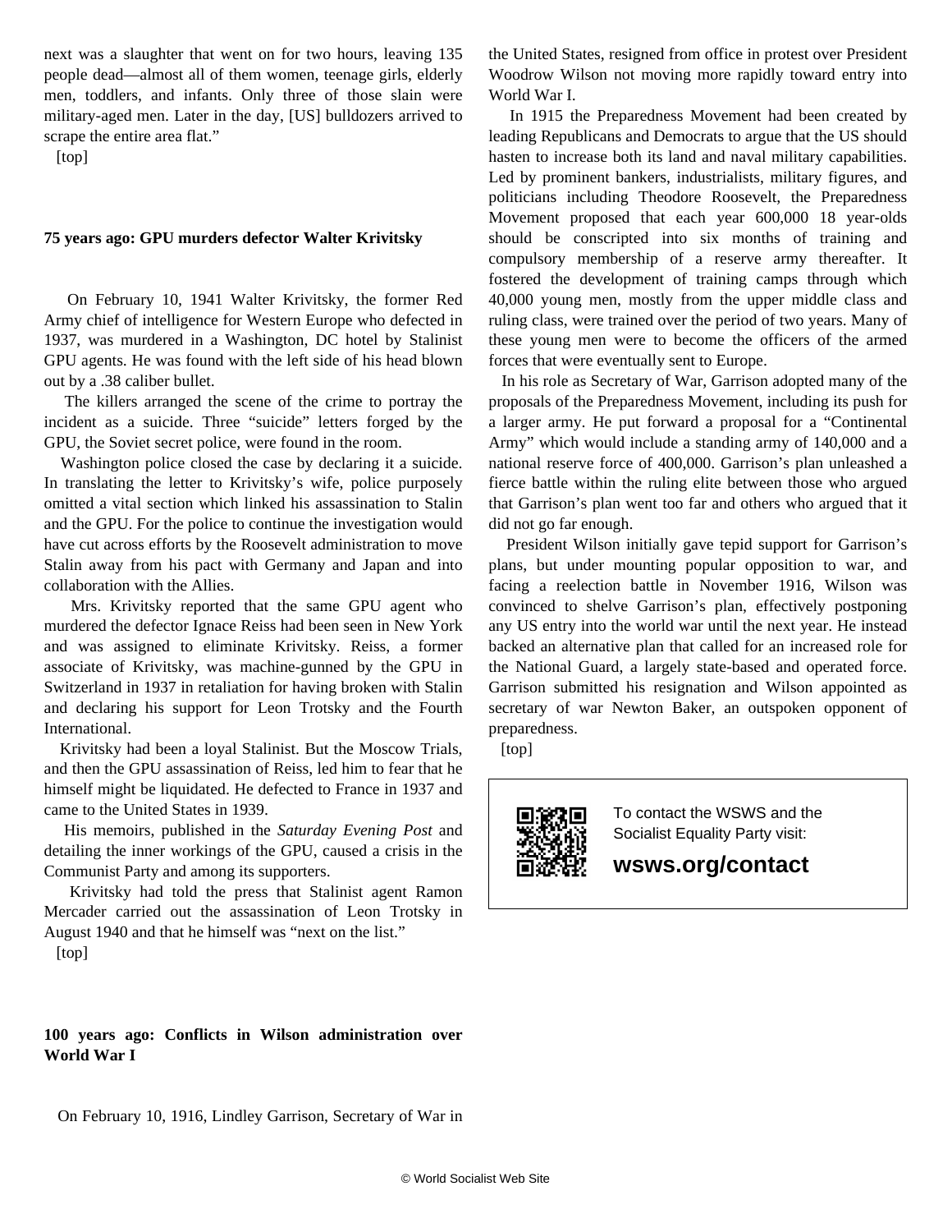next was a slaughter that went on for two hours, leaving 135 people dead—almost all of them women, teenage girls, elderly men, toddlers, and infants. Only three of those slain were military-aged men. Later in the day, [US] bulldozers arrived to scrape the entire area flat."

[top]

### 75 years ago: GPU murders defector Walter Krivitsky

On February 10, 1941 Walter Krivitsky, the former Red Army chief of intelligence for Western Europe who defected in 1937, was murdered in a Washington, DC hotel by Stalinist GPU agents. He was found with the left side of his head blown out by a .38 caliber bullet.

The killers arranged the scene of the crime to portray the incident as a suicide. Three "suicide" letters forged by the GPU, the Soviet secret police, were found in the room.

Washington police closed the case by declaring it a suicide. In translating the letter to Krivitsky's wife, police purposely omitted a vital section which linked his assassination to Stalin and the GPU. For the police to continue the investigation would have cut across efforts by the Roosevelt administration to move Stalin away from his pact with Germany and Japan and into collaboration with the Allies.

Mrs. Krivitsky reported that the same GPU agent who murdered the defector Ignace Reiss had been seen in New York and was assigned to eliminate Krivitsky. Reiss, a former associate of Krivitsky, was machine-gunned by the GPU in Switzerland in 1937 in retaliation for having broken with Stalin and declaring his support for Leon Trotsky and the Fourth International.

Krivitsky had been a loyal Stalinist. But the Moscow Trials, and then the GPU assassination of Reiss, led him to fear that he himself might be liquidated. He defected to France in 1937 and came to the United States in 1939.

His memoirs, published in the *Saturday Evening Post* and detailing the inner workings of the GPU, caused a crisis in the Communist Party and among its supporters.

Krivitsky had told the press that Stalinist agent Ramon Mercader carried out the assassination of Leon Trotsky in August 1940 and that he himself was "next on the list."

[top]

### 100 years ago: Conflicts in Wilson administration over World War I

On February 10, 1916, Lindley Garrison, Secretary of War in the United States, resigned from office in protest over President Woodrow Wilson not moving more rapidly toward entry into World War I.

In 1915 the Preparedness Movement had been created by leading Republicans and Democrats to argue that the US should hasten to increase both its land and naval military capabilities. Led by prominent bankers, industrialists, military figures, and politicians including Theodore Roosevelt, the Preparedness Movement proposed that each year 600,000 18 year-olds should be conscripted into six months of training and compulsory membership of a reserve army thereafter. It fostered the development of training camps through which 40,000 young men, mostly from the upper middle class and ruling class, were trained over the period of two years. Many of these young men were to become the officers of the armed forces that were eventually sent to Europe.

In his role as Secretary of War, Garrison adopted many of the proposals of the Preparedness Movement, including its push for a larger army. He put forward a proposal for a "Continental Army" which would include a standing army of 140,000 and a national reserve force of 400,000. Garrison's plan unleashed a fierce battle within the ruling elite between those who argued that Garrison's plan went too far and others who argued that it did not go far enough.

President Wilson initially gave tepid support for Garrison's plans, but under mounting popular opposition to war, and facing a reelection battle in November 1916, Wilson was convinced to shelve Garrison's plan, effectively postponing any US entry into the world war until the next year. He instead backed an alternative plan that called for an increased role for the National Guard, a largely state-based and operated force. Garrison submitted his resignation and Wilson appointed as secretary of war Newton Baker, an outspoken opponent of preparedness.

[top]

To contact the WSWS and the Socialist Equality Party visit:

**wsws.org/contact**